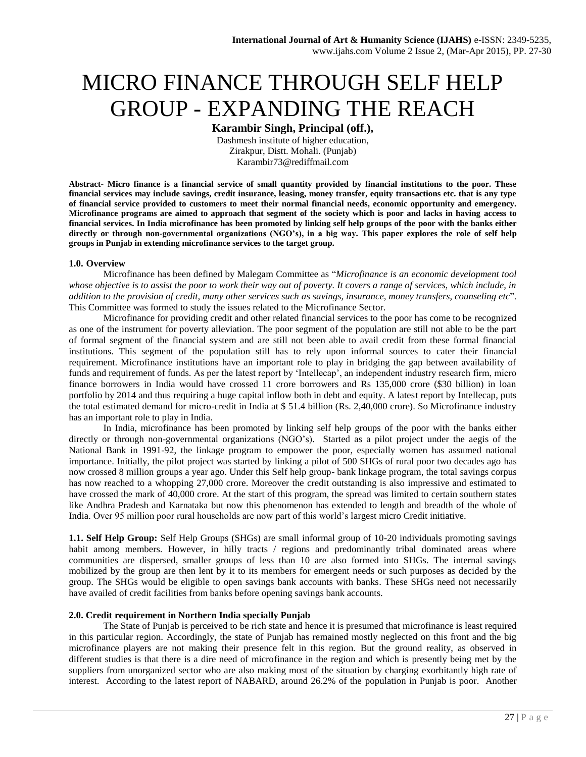# MICRO FINANCE THROUGH SELF HELP GROUP - EXPANDING THE REACH

**Karambir Singh, Principal (off.),**

Dashmesh institute of higher education,
Zirakpur, Distt. Mohali. (Punjab)
Karambir73@rediffmail.com

**Abstract- Micro finance is a financial service of small quantity provided by financial institutions to the poor. These financial services may include savings, credit insurance, leasing, money transfer, equity transactions etc. that is any type of financial service provided to customers to meet their normal financial needs, economic opportunity and emergency. Microfinance programs are aimed to approach that segment of the society which is poor and lacks in having access to financial services. In India microfinance has been promoted by linking self help groups of the poor with the banks either directly or through non-governmental organizations (NGO's), in a big way. This paper explores the role of self help groups in Punjab in extending microfinance services to the target group.**

### 1.0. Overview

Microfinance has been defined by Malegam Committee as "*Microfinance is an economic development tool whose objective is to assist the poor to work their way out of poverty. It covers a range of services, which include, in addition to the provision of credit, many other services such as savings, insurance, money transfers, counseling etc*". This Committee was formed to study the issues related to the Microfinance Sector.

Microfinance for providing credit and other related financial services to the poor has come to be recognized as one of the instrument for poverty alleviation. The poor segment of the population are still not able to be the part of formal segment of the financial system and are still not been able to avail credit from these formal financial institutions. This segment of the population still has to rely upon informal sources to cater their financial requirement. Microfinance institutions have an important role to play in bridging the gap between availability of funds and requirement of funds. As per the latest report by 'Intellecap', an independent industry research firm, micro finance borrowers in India would have crossed 11 crore borrowers and Rs 135,000 crore ($30 billion) in loan portfolio by 2014 and thus requiring a huge capital inflow both in debt and equity. A latest report by Intellecap, puts the total estimated demand for micro-credit in India at $ 51.4 billion (Rs. 2,40,000 crore). So Microfinance industry has an important role to play in India.

In India, microfinance has been promoted by linking self help groups of the poor with the banks either directly or through non-governmental organizations (NGO's). Started as a pilot project under the aegis of the National Bank in 1991-92, the linkage program to empower the poor, especially women has assumed national importance. Initially, the pilot project was started by linking a pilot of 500 SHGs of rural poor two decades ago has now crossed 8 million groups a year ago. Under this Self help group- bank linkage program, the total savings corpus has now reached to a whopping 27,000 crore. Moreover the credit outstanding is also impressive and estimated to have crossed the mark of 40,000 crore. At the start of this program, the spread was limited to certain southern states like Andhra Pradesh and Karnataka but now this phenomenon has extended to length and breadth of the whole of India. Over 95 million poor rural households are now part of this world's largest micro Credit initiative.

**1.1. Self Help Group:** Self Help Groups (SHGs) are small informal group of 10-20 individuals promoting savings habit among members. However, in hilly tracts / regions and predominantly tribal dominated areas where communities are dispersed, smaller groups of less than 10 are also formed into SHGs. The internal savings mobilized by the group are then lent by it to its members for emergent needs or such purposes as decided by the group. The SHGs would be eligible to open savings bank accounts with banks. These SHGs need not necessarily have availed of credit facilities from banks before opening savings bank accounts.

### 2.0. Credit requirement in Northern India specially Punjab

The State of Punjab is perceived to be rich state and hence it is presumed that microfinance is least required in this particular region. Accordingly, the state of Punjab has remained mostly neglected on this front and the big microfinance players are not making their presence felt in this region. But the ground reality, as observed in different studies is that there is a dire need of microfinance in the region and which is presently being met by the suppliers from unorganized sector who are also making most of the situation by charging exorbitantly high rate of interest. According to the latest report of NABARD, around 26.2% of the population in Punjab is poor. Another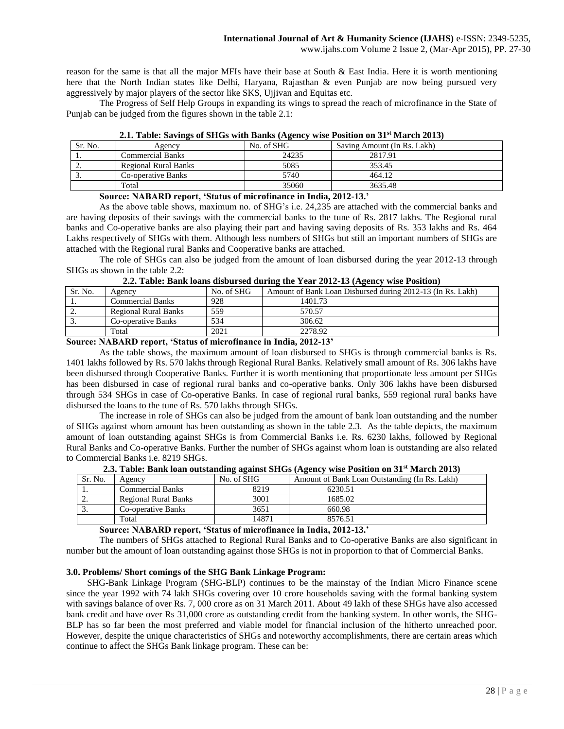reason for the same is that all the major MFIs have their base at South & East India. Here it is worth mentioning here that the North Indian states like Delhi, Haryana, Rajasthan & even Punjab are now being pursued very aggressively by major players of the sector like SKS, Ujjivan and Equitas etc.

The Progress of Self Help Groups in expanding its wings to spread the reach of microfinance in the State of Punjab can be judged from the figures shown in the table 2.1:

**2.1. Table: Savings of SHGs with Banks (Agency wise Position on 31st March 2013)**

| Sr. No. | Agency | No. of SHG | Saving Amount (In Rs. Lakh) |
|---|---|---|---|
| 1. | Commercial Banks | 24235 | 2817.91 |
| 2. | Regional Rural Banks | 5085 | 353.45 |
| 3. | Co-operative Banks | 5740 | 464.12 |
| | Total | 35060 | 3635.48 |

**Source: NABARD report, 'Status of microfinance in India, 2012-13.'**

As the above table shows, maximum no. of SHG's i.e. 24,235 are attached with the commercial banks and are having deposits of their savings with the commercial banks to the tune of Rs. 2817 lakhs. The Regional rural banks and Co-operative banks are also playing their part and having saving deposits of Rs. 353 lakhs and Rs. 464 Lakhs respectively of SHGs with them. Although less numbers of SHGs but still an important numbers of SHGs are attached with the Regional rural Banks and Cooperative banks are attached.

The role of SHGs can also be judged from the amount of loan disbursed during the year 2012-13 through SHGs as shown in the table 2.2:

**2.2. Table: Bank loans disbursed during the Year 2012-13 (Agency wise Position)**

| Sr. No. | Agency | No. of SHG | Amount of Bank Loan Disbursed during 2012-13 (In Rs. Lakh) |
|---|---|---|---|
| 1. | Commercial Banks | 928 | 1401.73 |
| 2. | Regional Rural Banks | 559 | 570.57 |
| 3. | Co-operative Banks | 534 | 306.62 |
| | Total | 2021 | 2278.92 |

**Source: NABARD report, 'Status of microfinance in India, 2012-13'**

As the table shows, the maximum amount of loan disbursed to SHGs is through commercial banks is Rs. 1401 lakhs followed by Rs. 570 lakhs through Regional Rural Banks. Relatively small amount of Rs. 306 lakhs have been disbursed through Cooperative Banks. Further it is worth mentioning that proportionate less amount per SHGs has been disbursed in case of regional rural banks and co-operative banks. Only 306 lakhs have been disbursed through 534 SHGs in case of Co-operative Banks. In case of regional rural banks, 559 regional rural banks have disbursed the loans to the tune of Rs. 570 lakhs through SHGs.

The increase in role of SHGs can also be judged from the amount of bank loan outstanding and the number of SHGs against whom amount has been outstanding as shown in the table 2.3. As the table depicts, the maximum amount of loan outstanding against SHGs is from Commercial Banks i.e. Rs. 6230 lakhs, followed by Regional Rural Banks and Co-operative Banks. Further the number of SHGs against whom loan is outstanding are also related to Commercial Banks i.e. 8219 SHGs.

**2.3. Table: Bank loan outstanding against SHGs (Agency wise Position on 31st March 2013)**

| Sr. No. | Agency | No. of SHG | Amount of Bank Loan Outstanding (In Rs. Lakh) |
|---|---|---|---|
| 1. | Commercial Banks | 8219 | 6230.51 |
| 2. | Regional Rural Banks | 3001 | 1685.02 |
| 3. | Co-operative Banks | 3651 | 660.98 |
| | Total | 14871 | 8576.51 |

**Source: NABARD report, 'Status of microfinance in India, 2012-13.'**

The numbers of SHGs attached to Regional Rural Banks and to Co-operative Banks are also significant in number but the amount of loan outstanding against those SHGs is not in proportion to that of Commercial Banks.

### 3.0. Problems/ Short comings of the SHG Bank Linkage Program:

SHG-Bank Linkage Program (SHG-BLP) continues to be the mainstay of the Indian Micro Finance scene since the year 1992 with 74 lakh SHGs covering over 10 crore households saving with the formal banking system with savings balance of over Rs. 7, 000 crore as on 31 March 2011. About 49 lakh of these SHGs have also accessed bank credit and have over Rs 31,000 crore as outstanding credit from the banking system. In other words, the SHG-BLP has so far been the most preferred and viable model for financial inclusion of the hitherto unreached poor. However, despite the unique characteristics of SHGs and noteworthy accomplishments, there are certain areas which continue to affect the SHGs Bank linkage program. These can be: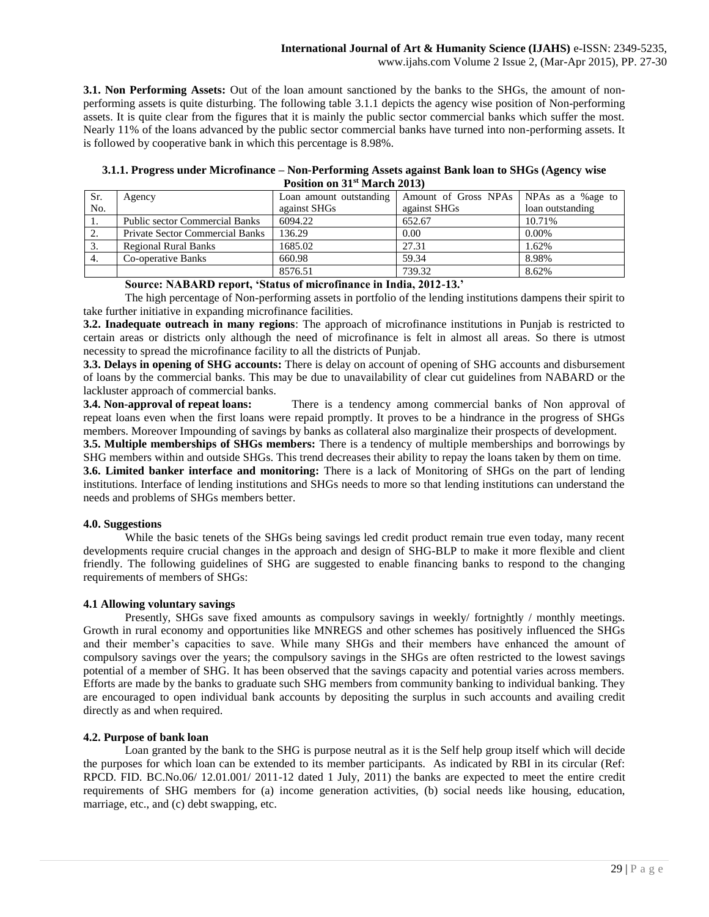**3.1. Non Performing Assets:** Out of the loan amount sanctioned by the banks to the SHGs, the amount of non-performing assets is quite disturbing. The following table 3.1.1 depicts the agency wise position of Non-performing assets. It is quite clear from the figures that it is mainly the public sector commercial banks which suffer the most. Nearly 11% of the loans advanced by the public sector commercial banks have turned into non-performing assets. It is followed by cooperative bank in which this percentage is 8.98%.

**3.1.1. Progress under Microfinance – Non-Performing Assets against Bank loan to SHGs (Agency wise Position on 31st March 2013)**

| Sr. No. | Agency | Loan amount outstanding against SHGs | Amount of Gross NPAs against SHGs | NPAs as a %age to loan outstanding |
|---|---|---|---|---|
| 1. | Public sector Commercial Banks | 6094.22 | 652.67 | 10.71% |
| 2. | Private Sector Commercial Banks | 136.29 | 0.00 | 0.00% |
| 3. | Regional Rural Banks | 1685.02 | 27.31 | 1.62% |
| 4. | Co-operative Banks | 660.98 | 59.34 | 8.98% |
| | | 8576.51 | 739.32 | 8.62% |

**Source: NABARD report, 'Status of microfinance in India, 2012-13.'**

The high percentage of Non-performing assets in portfolio of the lending institutions dampens their spirit to take further initiative in expanding microfinance facilities.

**3.2. Inadequate outreach in many regions**: The approach of microfinance institutions in Punjab is restricted to certain areas or districts only although the need of microfinance is felt in almost all areas. So there is utmost necessity to spread the microfinance facility to all the districts of Punjab.

**3.3. Delays in opening of SHG accounts:** There is delay on account of opening of SHG accounts and disbursement of loans by the commercial banks. This may be due to unavailability of clear cut guidelines from NABARD or the lackluster approach of commercial banks.

**3.4. Non-approval of repeat loans:** There is a tendency among commercial banks of Non approval of repeat loans even when the first loans were repaid promptly. It proves to be a hindrance in the progress of SHGs members. Moreover Impounding of savings by banks as collateral also marginalize their prospects of development.

**3.5. Multiple memberships of SHGs members:** There is a tendency of multiple memberships and borrowings by SHG members within and outside SHGs. This trend decreases their ability to repay the loans taken by them on time.

**3.6. Limited banker interface and monitoring:** There is a lack of Monitoring of SHGs on the part of lending institutions. Interface of lending institutions and SHGs needs to more so that lending institutions can understand the needs and problems of SHGs members better.

### 4.0. Suggestions

While the basic tenets of the SHGs being savings led credit product remain true even today, many recent developments require crucial changes in the approach and design of SHG-BLP to make it more flexible and client friendly. The following guidelines of SHG are suggested to enable financing banks to respond to the changing requirements of members of SHGs:

#### 4.1 Allowing voluntary savings

Presently, SHGs save fixed amounts as compulsory savings in weekly/ fortnightly / monthly meetings. Growth in rural economy and opportunities like MNREGS and other schemes has positively influenced the SHGs and their member's capacities to save. While many SHGs and their members have enhanced the amount of compulsory savings over the years; the compulsory savings in the SHGs are often restricted to the lowest savings potential of a member of SHG. It has been observed that the savings capacity and potential varies across members. Efforts are made by the banks to graduate such SHG members from community banking to individual banking. They are encouraged to open individual bank accounts by depositing the surplus in such accounts and availing credit directly as and when required.

#### 4.2. Purpose of bank loan

Loan granted by the bank to the SHG is purpose neutral as it is the Self help group itself which will decide the purposes for which loan can be extended to its member participants. As indicated by RBI in its circular (Ref: RPCD. FID. BC.No.06/ 12.01.001/ 2011-12 dated 1 July, 2011) the banks are expected to meet the entire credit requirements of SHG members for (a) income generation activities, (b) social needs like housing, education, marriage, etc., and (c) debt swapping, etc.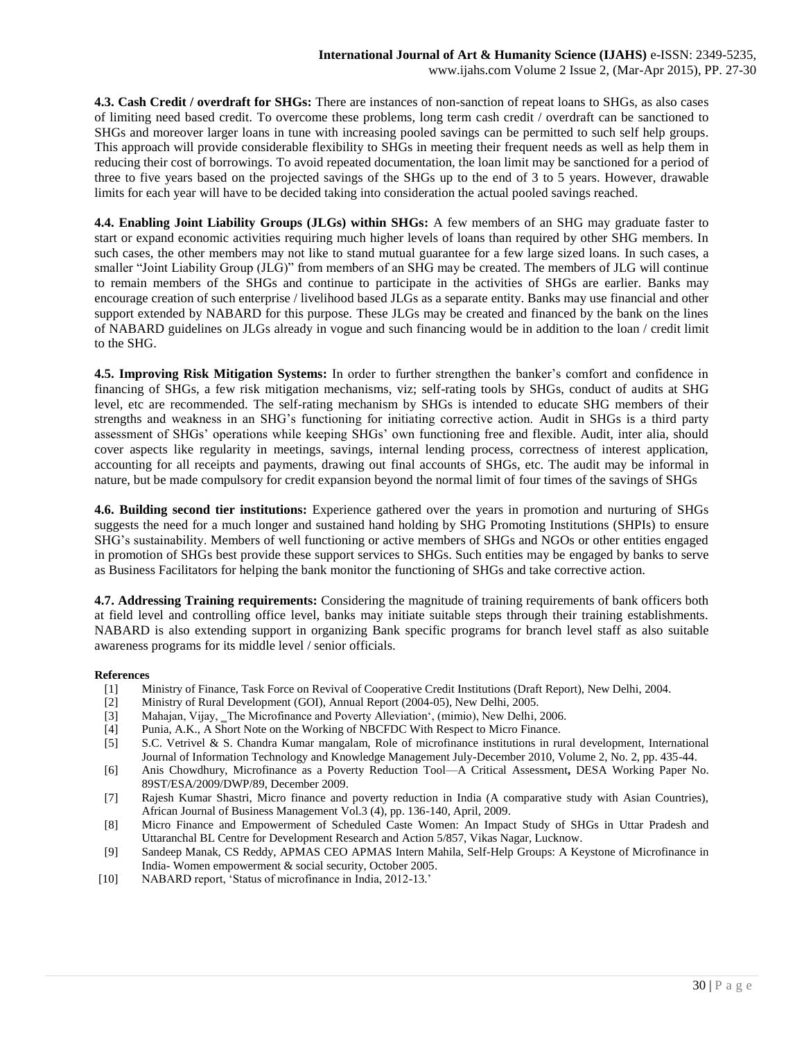**4.3. Cash Credit / overdraft for SHGs:** There are instances of non-sanction of repeat loans to SHGs, as also cases of limiting need based credit. To overcome these problems, long term cash credit / overdraft can be sanctioned to SHGs and moreover larger loans in tune with increasing pooled savings can be permitted to such self help groups. This approach will provide considerable flexibility to SHGs in meeting their frequent needs as well as help them in reducing their cost of borrowings. To avoid repeated documentation, the loan limit may be sanctioned for a period of three to five years based on the projected savings of the SHGs up to the end of 3 to 5 years. However, drawable limits for each year will have to be decided taking into consideration the actual pooled savings reached.

**4.4. Enabling Joint Liability Groups (JLGs) within SHGs:** A few members of an SHG may graduate faster to start or expand economic activities requiring much higher levels of loans than required by other SHG members. In such cases, the other members may not like to stand mutual guarantee for a few large sized loans. In such cases, a smaller "Joint Liability Group (JLG)" from members of an SHG may be created. The members of JLG will continue to remain members of the SHGs and continue to participate in the activities of SHGs are earlier. Banks may encourage creation of such enterprise / livelihood based JLGs as a separate entity. Banks may use financial and other support extended by NABARD for this purpose. These JLGs may be created and financed by the bank on the lines of NABARD guidelines on JLGs already in vogue and such financing would be in addition to the loan / credit limit to the SHG.

**4.5. Improving Risk Mitigation Systems:** In order to further strengthen the banker's comfort and confidence in financing of SHGs, a few risk mitigation mechanisms, viz; self-rating tools by SHGs, conduct of audits at SHG level, etc are recommended. The self-rating mechanism by SHGs is intended to educate SHG members of their strengths and weakness in an SHG's functioning for initiating corrective action. Audit in SHGs is a third party assessment of SHGs' operations while keeping SHGs' own functioning free and flexible. Audit, inter alia, should cover aspects like regularity in meetings, savings, internal lending process, correctness of interest application, accounting for all receipts and payments, drawing out final accounts of SHGs, etc. The audit may be informal in nature, but be made compulsory for credit expansion beyond the normal limit of four times of the savings of SHGs

**4.6. Building second tier institutions:** Experience gathered over the years in promotion and nurturing of SHGs suggests the need for a much longer and sustained hand holding by SHG Promoting Institutions (SHPIs) to ensure SHG's sustainability. Members of well functioning or active members of SHGs and NGOs or other entities engaged in promotion of SHGs best provide these support services to SHGs. Such entities may be engaged by banks to serve as Business Facilitators for helping the bank monitor the functioning of SHGs and take corrective action.

**4.7. Addressing Training requirements:** Considering the magnitude of training requirements of bank officers both at field level and controlling office level, banks may initiate suitable steps through their training establishments. NABARD is also extending support in organizing Bank specific programs for branch level staff as also suitable awareness programs for its middle level / senior officials.

**References**

[1] Ministry of Finance, Task Force on Revival of Cooperative Credit Institutions (Draft Report), New Delhi, 2004.

[2] Ministry of Rural Development (GOI), Annual Report (2004-05), New Delhi, 2005.

[3] Mahajan, Vijay, \_The Microfinance and Poverty Alleviation', (mimio), New Delhi, 2006.

[4] Punia, A.K., A Short Note on the Working of NBCFDC With Respect to Micro Finance.

[5] S.C. Vetrivel & S. Chandra Kumar mangalam, Role of microfinance institutions in rural development, International Journal of Information Technology and Knowledge Management July-December 2010, Volume 2, No. 2, pp. 435-44.

[6] Anis Chowdhury, Microfinance as a Poverty Reduction Tool—A Critical Assessment**,** DESA Working Paper No. 89ST/ESA/2009/DWP/89, December 2009.

[7] Rajesh Kumar Shastri, Micro finance and poverty reduction in India (A comparative study with Asian Countries), African Journal of Business Management Vol.3 (4), pp. 136-140, April, 2009.

[8] Micro Finance and Empowerment of Scheduled Caste Women: An Impact Study of SHGs in Uttar Pradesh and Uttaranchal BL Centre for Development Research and Action 5/857, Vikas Nagar, Lucknow.

[9] Sandeep Manak, CS Reddy, APMAS CEO APMAS Intern Mahila, Self-Help Groups: A Keystone of Microfinance in India- Women empowerment & social security, October 2005.

[10] NABARD report, 'Status of microfinance in India, 2012-13.'